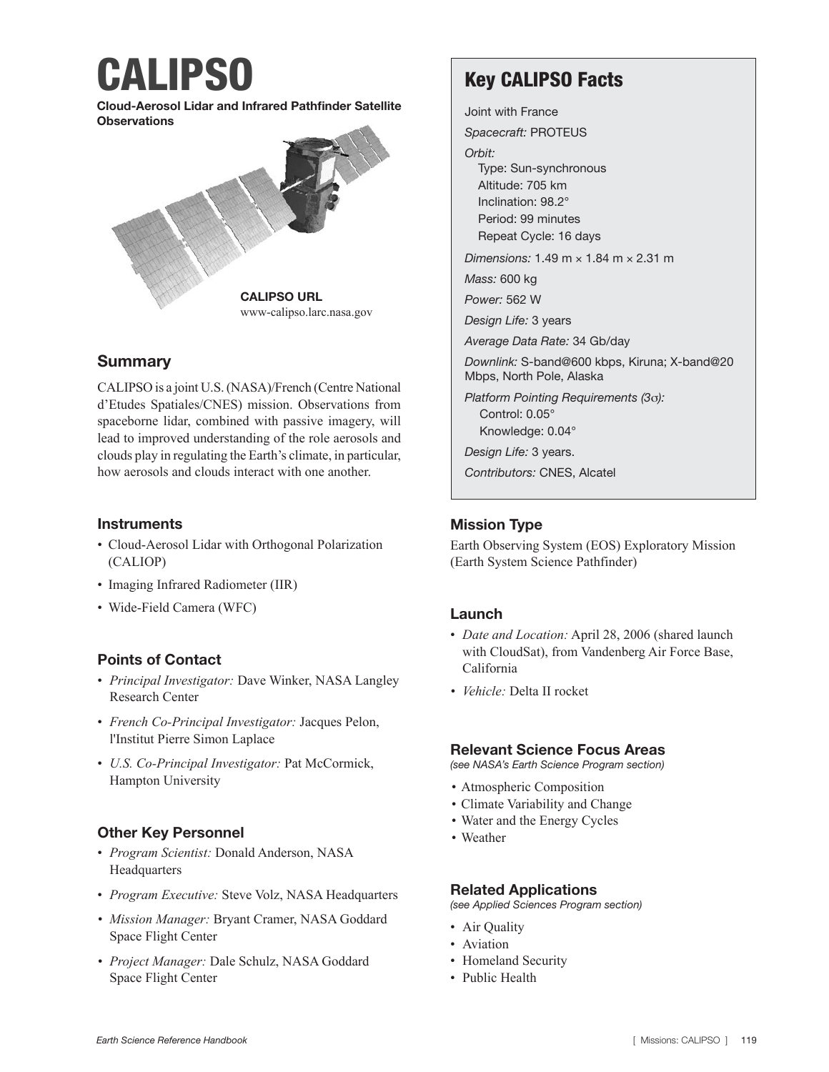# CALIPSO

**Cloud-Aerosol Lidar and Infrared Pathfinder Satellite Observations**

**CALIPSO URL**
www-calipso.larc.nasa.gov

## Summary

CALIPSO is a joint U.S. (NASA)/French (Centre National d'Etudes Spatiales/CNES) mission. Observations from spaceborne lidar, combined with passive imagery, will lead to improved understanding of the role aerosols and clouds play in regulating the Earth's climate, in particular, how aerosols and clouds interact with one another.

### Instruments

- Cloud-Aerosol Lidar with Orthogonal Polarization (CALIOP)
- Imaging Infrared Radiometer (IIR)
- Wide-Field Camera (WFC)

### Points of Contact

- *Principal Investigator:* Dave Winker, NASA Langley Research Center
- *French Co-Principal Investigator:* Jacques Pelon, l'Institut Pierre Simon Laplace
- *U.S. Co-Principal Investigator:* Pat McCormick, Hampton University

### Other Key Personnel

- *Program Scientist:* Donald Anderson, NASA Headquarters
- *Program Executive:* Steve Volz, NASA Headquarters
- *Mission Manager:* Bryant Cramer, NASA Goddard Space Flight Center
- *Project Manager:* Dale Schulz, NASA Goddard Space Flight Center

## Key CALIPSO Facts

Joint with France

*Spacecraft:* PROTEUS

*Orbit:*
- Type: Sun-synchronous
- Altitude: 705 km
- Inclination: 98.2°
- Period: 99 minutes
- Repeat Cycle: 16 days

*Dimensions:* 1.49 m × 1.84 m × 2.31 m

*Mass:* 600 kg

*Power:* 562 W

*Design Life:* 3 years

*Average Data Rate:* 34 Gb/day

*Downlink:* S-band@600 kbps, Kiruna; X-band@20 Mbps, North Pole, Alaska

*Platform Pointing Requirements (3σ):*
- Control: 0.05°
- Knowledge: 0.04°

*Design Life:* 3 years.

*Contributors:* CNES, Alcatel

### Mission Type

Earth Observing System (EOS) Exploratory Mission (Earth System Science Pathfinder)

### Launch

- *Date and Location:* April 28, 2006 (shared launch with CloudSat), from Vandenberg Air Force Base, California
- *Vehicle:* Delta II rocket

### Relevant Science Focus Areas

*(see NASA's Earth Science Program section)*

- Atmospheric Composition
- Climate Variability and Change
- Water and the Energy Cycles
- Weather

### Related Applications

*(see Applied Sciences Program section)*

- Air Quality
- Aviation
- Homeland Security
- Public Health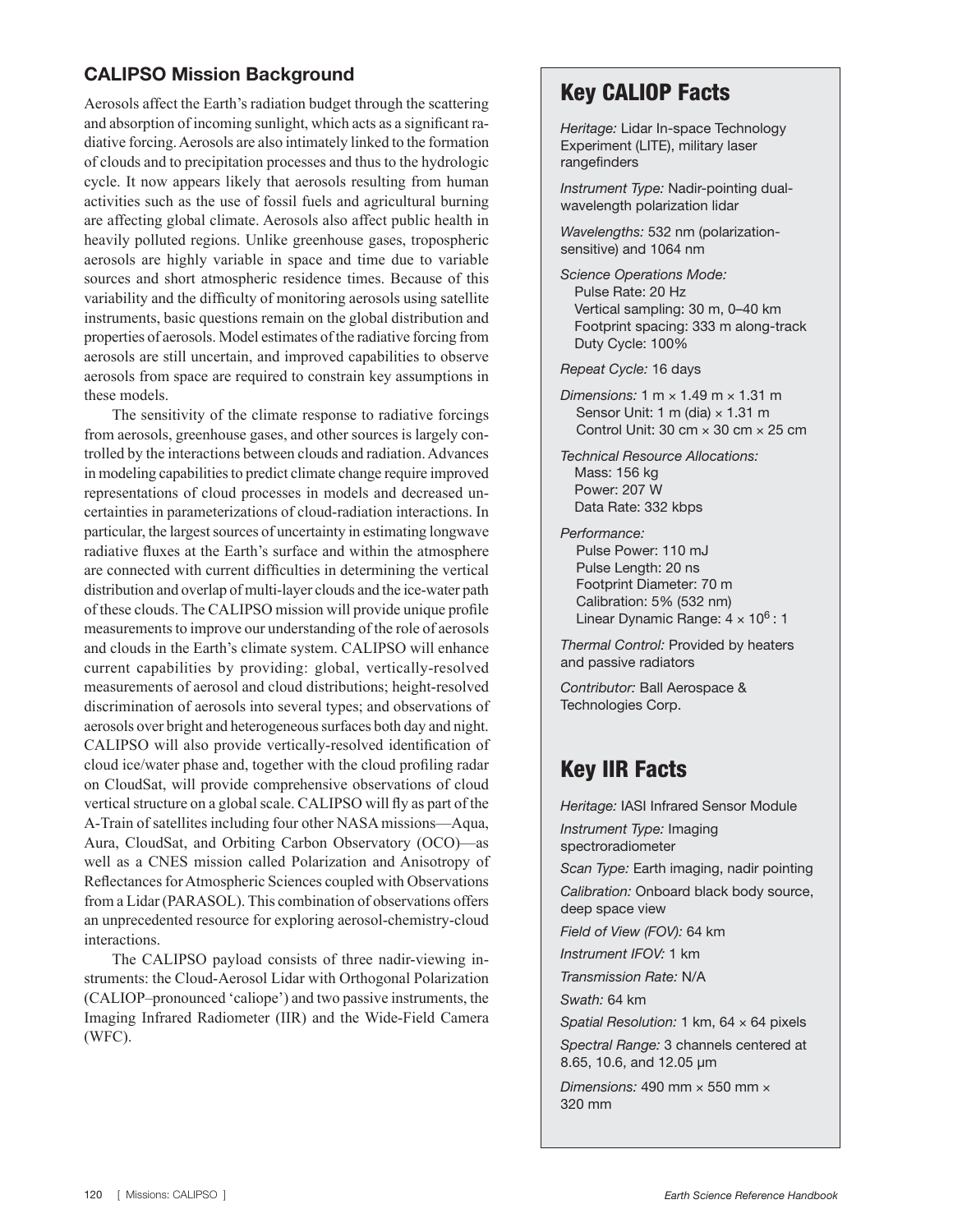## CALIPSO Mission Background

Aerosols affect the Earth's radiation budget through the scattering and absorption of incoming sunlight, which acts as a significant radiative forcing. Aerosols are also intimately linked to the formation of clouds and to precipitation processes and thus to the hydrologic cycle. It now appears likely that aerosols resulting from human activities such as the use of fossil fuels and agricultural burning are affecting global climate. Aerosols also affect public health in heavily polluted regions. Unlike greenhouse gases, tropospheric aerosols are highly variable in space and time due to variable sources and short atmospheric residence times. Because of this variability and the difficulty of monitoring aerosols using satellite instruments, basic questions remain on the global distribution and properties of aerosols. Model estimates of the radiative forcing from aerosols are still uncertain, and improved capabilities to observe aerosols from space are required to constrain key assumptions in these models.

The sensitivity of the climate response to radiative forcings from aerosols, greenhouse gases, and other sources is largely controlled by the interactions between clouds and radiation. Advances in modeling capabilities to predict climate change require improved representations of cloud processes in models and decreased uncertainties in parameterizations of cloud-radiation interactions. In particular, the largest sources of uncertainty in estimating longwave radiative fluxes at the Earth's surface and within the atmosphere are connected with current difficulties in determining the vertical distribution and overlap of multi-layer clouds and the ice-water path of these clouds. The CALIPSO mission will provide unique profile measurements to improve our understanding of the role of aerosols and clouds in the Earth's climate system. CALIPSO will enhance current capabilities by providing: global, vertically-resolved measurements of aerosol and cloud distributions; height-resolved discrimination of aerosols into several types; and observations of aerosols over bright and heterogeneous surfaces both day and night. CALIPSO will also provide vertically-resolved identification of cloud ice/water phase and, together with the cloud profiling radar on CloudSat, will provide comprehensive observations of cloud vertical structure on a global scale. CALIPSO will fly as part of the A-Train of satellites including four other NASA missions—Aqua, Aura, CloudSat, and Orbiting Carbon Observatory (OCO)—as well as a CNES mission called Polarization and Anisotropy of Reflectances for Atmospheric Sciences coupled with Observations from a Lidar (PARASOL). This combination of observations offers an unprecedented resource for exploring aerosol-chemistry-cloud interactions.

The CALIPSO payload consists of three nadir-viewing instruments: the Cloud-Aerosol Lidar with Orthogonal Polarization (CALIOP–pronounced 'caliope') and two passive instruments, the Imaging Infrared Radiometer (IIR) and the Wide-Field Camera (WFC).

## Key CALIOP Facts

*Heritage:* Lidar In-space Technology Experiment (LITE), military laser rangefinders

*Instrument Type:* Nadir-pointing dual-wavelength polarization lidar

*Wavelengths:* 532 nm (polarization-sensitive) and 1064 nm

*Science Operations Mode:*
- Pulse Rate: 20 Hz
- Vertical sampling: 30 m, 0–40 km
- Footprint spacing: 333 m along-track
- Duty Cycle: 100%

*Repeat Cycle:* 16 days

*Dimensions:* 1 m × 1.49 m × 1.31 m
- Sensor Unit: 1 m (dia) × 1.31 m
- Control Unit: 30 cm × 30 cm × 25 cm

*Technical Resource Allocations:*
- Mass: 156 kg
- Power: 207 W
- Data Rate: 332 kbps

*Performance:*
- Pulse Power: 110 mJ
- Pulse Length: 20 ns
- Footprint Diameter: 70 m
- Calibration: 5% (532 nm)
- Linear Dynamic Range: $4 \times 10^6 : 1$

*Thermal Control:* Provided by heaters and passive radiators

*Contributor:* Ball Aerospace & Technologies Corp.

## Key IIR Facts

*Heritage:* IASI Infrared Sensor Module

*Instrument Type:* Imaging spectroradiometer

*Scan Type:* Earth imaging, nadir pointing

*Calibration:* Onboard black body source, deep space view

*Field of View (FOV):* 64 km

*Instrument IFOV:* 1 km

*Transmission Rate:* N/A

*Swath:* 64 km

*Spatial Resolution:* 1 km, 64 × 64 pixels

*Spectral Range:* 3 channels centered at 8.65, 10.6, and 12.05 µm

*Dimensions:* 490 mm × 550 mm × 320 mm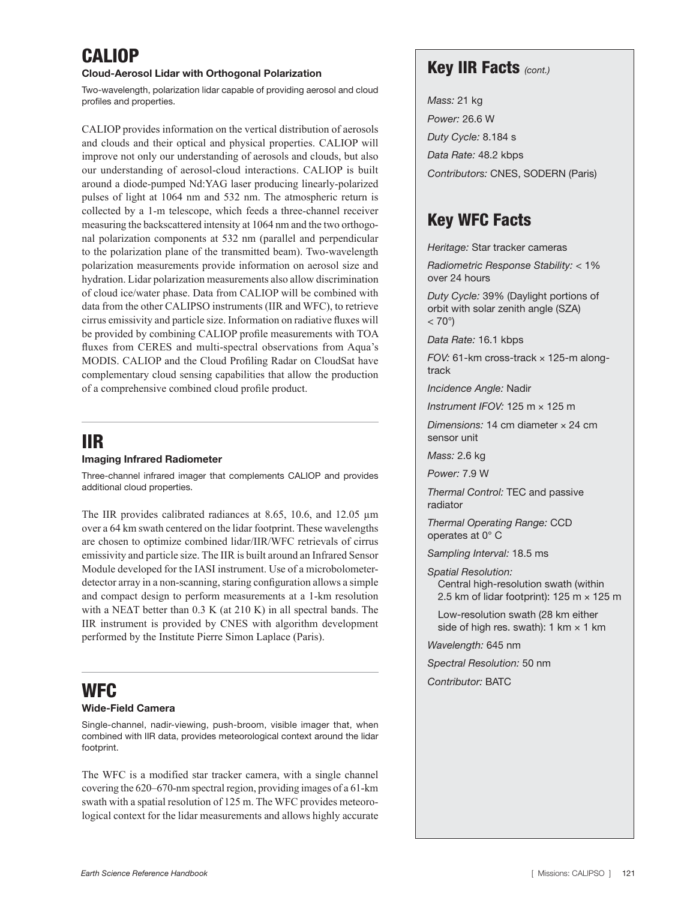## CALIOP

**Cloud-Aerosol Lidar with Orthogonal Polarization**

Two-wavelength, polarization lidar capable of providing aerosol and cloud profiles and properties.

CALIOP provides information on the vertical distribution of aerosols and clouds and their optical and physical properties. CALIOP will improve not only our understanding of aerosols and clouds, but also our understanding of aerosol-cloud interactions. CALIOP is built around a diode-pumped Nd:YAG laser producing linearly-polarized pulses of light at 1064 nm and 532 nm. The atmospheric return is collected by a 1-m telescope, which feeds a three-channel receiver measuring the backscattered intensity at 1064 nm and the two orthogonal polarization components at 532 nm (parallel and perpendicular to the polarization plane of the transmitted beam). Two-wavelength polarization measurements provide information on aerosol size and hydration. Lidar polarization measurements also allow discrimination of cloud ice/water phase. Data from CALIOP will be combined with data from the other CALIPSO instruments (IIR and WFC), to retrieve cirrus emissivity and particle size. Information on radiative fluxes will be provided by combining CALIOP profile measurements with TOA fluxes from CERES and multi-spectral observations from Aqua's MODIS. CALIOP and the Cloud Profiling Radar on CloudSat have complementary cloud sensing capabilities that allow the production of a comprehensive combined cloud profile product.

## IIR

**Imaging Infrared Radiometer**

Three-channel infrared imager that complements CALIOP and provides additional cloud properties.

The IIR provides calibrated radiances at 8.65, 10.6, and 12.05 µm over a 64 km swath centered on the lidar footprint. These wavelengths are chosen to optimize combined lidar/IIR/WFC retrievals of cirrus emissivity and particle size. The IIR is built around an Infrared Sensor Module developed for the IASI instrument. Use of a microbolometer-detector array in a non-scanning, staring configuration allows a simple and compact design to perform measurements at a 1-km resolution with a NEΔT better than 0.3 K (at 210 K) in all spectral bands. The IIR instrument is provided by CNES with algorithm development performed by the Institute Pierre Simon Laplace (Paris).

## WFC

**Wide-Field Camera**

Single-channel, nadir-viewing, push-broom, visible imager that, when combined with IIR data, provides meteorological context around the lidar footprint.

The WFC is a modified star tracker camera, with a single channel covering the 620–670-nm spectral region, providing images of a 61-km swath with a spatial resolution of 125 m. The WFC provides meteorological context for the lidar measurements and allows highly accurate

## Key IIR Facts *(cont.)*

*Mass:* 21 kg

*Power:* 26.6 W

*Duty Cycle:* 8.184 s

*Data Rate:* 48.2 kbps

*Contributors:* CNES, SODERN (Paris)

## Key WFC Facts

*Heritage:* Star tracker cameras

*Radiometric Response Stability:* < 1% over 24 hours

*Duty Cycle:* 39% (Daylight portions of orbit with solar zenith angle (SZA) < 70°)

*Data Rate:* 16.1 kbps

*FOV:* 61-km cross-track × 125-m along-track

*Incidence Angle:* Nadir

*Instrument IFOV:* 125 m × 125 m

*Dimensions:* 14 cm diameter × 24 cm sensor unit

*Mass:* 2.6 kg

*Power:* 7.9 W

*Thermal Control:* TEC and passive radiator

*Thermal Operating Range:* CCD operates at 0° C

*Sampling Interval:* 18.5 ms

*Spatial Resolution:*

- Central high-resolution swath (within 2.5 km of lidar footprint): 125 m × 125 m
- Low-resolution swath (28 km either side of high res. swath): 1 km × 1 km

*Wavelength:* 645 nm

*Spectral Resolution:* 50 nm

*Contributor:* BATC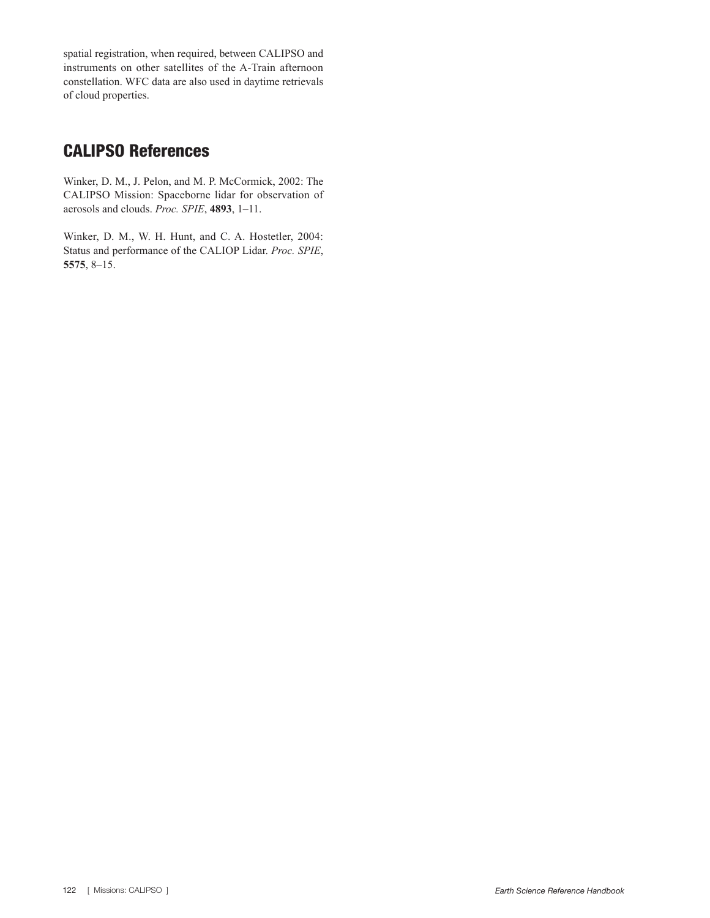spatial registration, when required, between CALIPSO and instruments on other satellites of the A-Train afternoon constellation. WFC data are also used in daytime retrievals of cloud properties.

## CALIPSO References

Winker, D. M., J. Pelon, and M. P. McCormick, 2002: The CALIPSO Mission: Spaceborne lidar for observation of aerosols and clouds. *Proc. SPIE*, **4893**, 1–11.

Winker, D. M., W. H. Hunt, and C. A. Hostetler, 2004: Status and performance of the CALIOP Lidar. *Proc. SPIE*, **5575**, 8–15.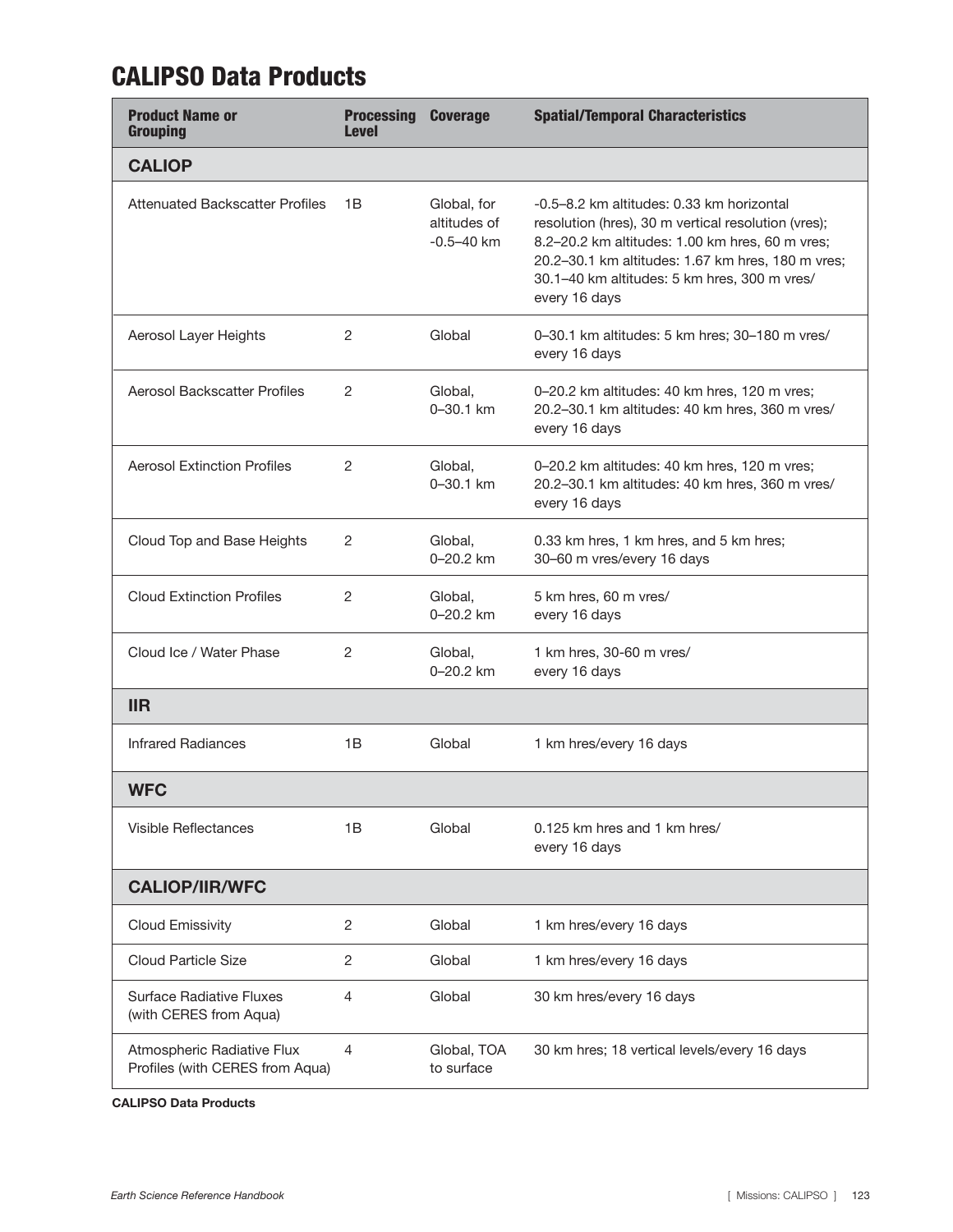# CALIPSO Data Products

| Product Name or Grouping | Processing Level | Coverage | Spatial/Temporal Characteristics |
|---|---|---|---|
| **CALIOP** | | | |
| Attenuated Backscatter Profiles | 1B | Global, for altitudes of -0.5–40 km | -0.5–8.2 km altitudes: 0.33 km horizontal resolution (hres), 30 m vertical resolution (vres); 8.2–20.2 km altitudes: 1.00 km hres, 60 m vres; 20.2–30.1 km altitudes: 1.67 km hres, 180 m vres; 30.1–40 km altitudes: 5 km hres, 300 m vres/ every 16 days |
| Aerosol Layer Heights | 2 | Global | 0–30.1 km altitudes: 5 km hres; 30–180 m vres/ every 16 days |
| Aerosol Backscatter Profiles | 2 | Global, 0–30.1 km | 0–20.2 km altitudes: 40 km hres, 120 m vres; 20.2–30.1 km altitudes: 40 km hres, 360 m vres/ every 16 days |
| Aerosol Extinction Profiles | 2 | Global, 0–30.1 km | 0–20.2 km altitudes: 40 km hres, 120 m vres; 20.2–30.1 km altitudes: 40 km hres, 360 m vres/ every 16 days |
| Cloud Top and Base Heights | 2 | Global, 0–20.2 km | 0.33 km hres, 1 km hres, and 5 km hres; 30–60 m vres/every 16 days |
| Cloud Extinction Profiles | 2 | Global, 0–20.2 km | 5 km hres, 60 m vres/ every 16 days |
| Cloud Ice / Water Phase | 2 | Global, 0–20.2 km | 1 km hres, 30-60 m vres/ every 16 days |
| **IIR** | | | |
| Infrared Radiances | 1B | Global | 1 km hres/every 16 days |
| **WFC** | | | |
| Visible Reflectances | 1B | Global | 0.125 km hres and 1 km hres/ every 16 days |
| **CALIOP/IIR/WFC** | | | |
| Cloud Emissivity | 2 | Global | 1 km hres/every 16 days |
| Cloud Particle Size | 2 | Global | 1 km hres/every 16 days |
| Surface Radiative Fluxes (with CERES from Aqua) | 4 | Global | 30 km hres/every 16 days |
| Atmospheric Radiative Flux Profiles (with CERES from Aqua) | 4 | Global, TOA to surface | 30 km hres; 18 vertical levels/every 16 days |

**CALIPSO Data Products**